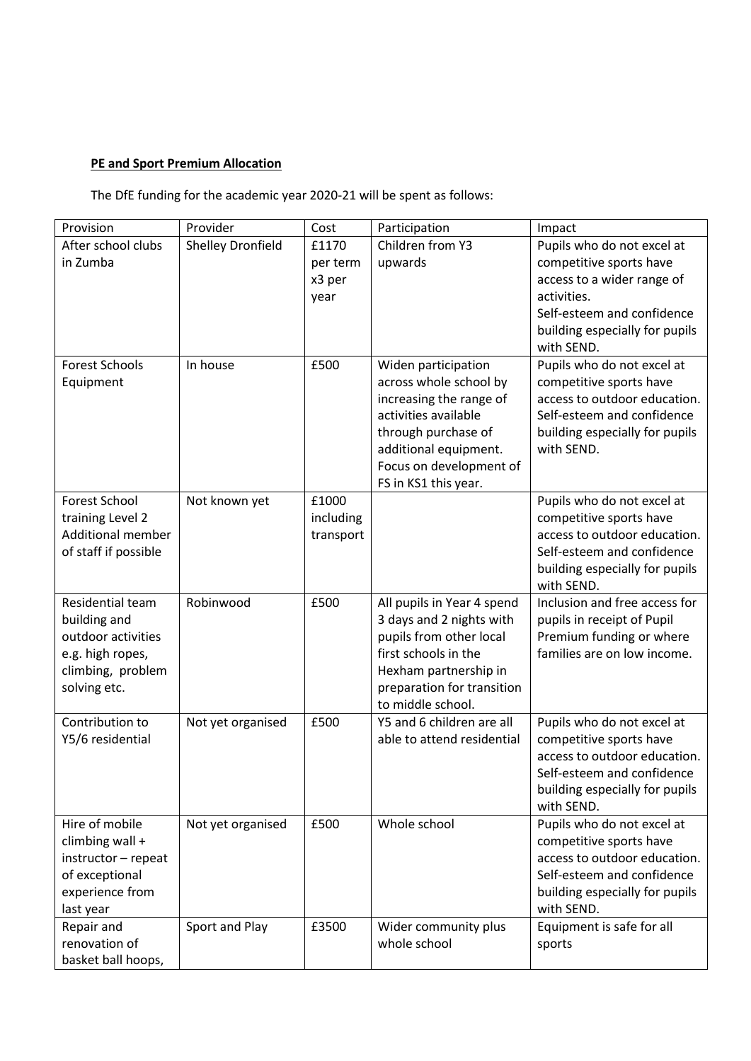**PE and Sport Premium Allocation**

The DfE funding for the academic year 2020-21 will be spent as follows:

| Provision | Provider | Cost | Participation | Impact |
|---|---|---|---|---|
| After school clubs in Zumba | Shelley Dronfield | £1170 per term x3 per year | Children from Y3 upwards | Pupils who do not excel at competitive sports have access to a wider range of activities. Self-esteem and confidence building especially for pupils with SEND. |
| Forest Schools Equipment | In house | £500 | Widen participation across whole school by increasing the range of activities available through purchase of additional equipment. Focus on development of FS in KS1 this year. | Pupils who do not excel at competitive sports have access to outdoor education. Self-esteem and confidence building especially for pupils with SEND. |
| Forest School training Level 2 Additional member of staff if possible | Not known yet | £1000 including transport | | Pupils who do not excel at competitive sports have access to outdoor education. Self-esteem and confidence building especially for pupils with SEND. |
| Residential team building and outdoor activities e.g. high ropes, climbing, problem solving etc. | Robinwood | £500 | All pupils in Year 4 spend 3 days and 2 nights with pupils from other local first schools in the Hexham partnership in preparation for transition to middle school. | Inclusion and free access for pupils in receipt of Pupil Premium funding or where families are on low income. |
| Contribution to Y5/6 residential | Not yet organised | £500 | Y5 and 6 children are all able to attend residential | Pupils who do not excel at competitive sports have access to outdoor education. Self-esteem and confidence building especially for pupils with SEND. |
| Hire of mobile climbing wall + instructor – repeat of exceptional experience from last year | Not yet organised | £500 | Whole school | Pupils who do not excel at competitive sports have access to outdoor education. Self-esteem and confidence building especially for pupils with SEND. |
| Repair and renovation of basket ball hoops, | Sport and Play | £3500 | Wider community plus whole school | Equipment is safe for all sports |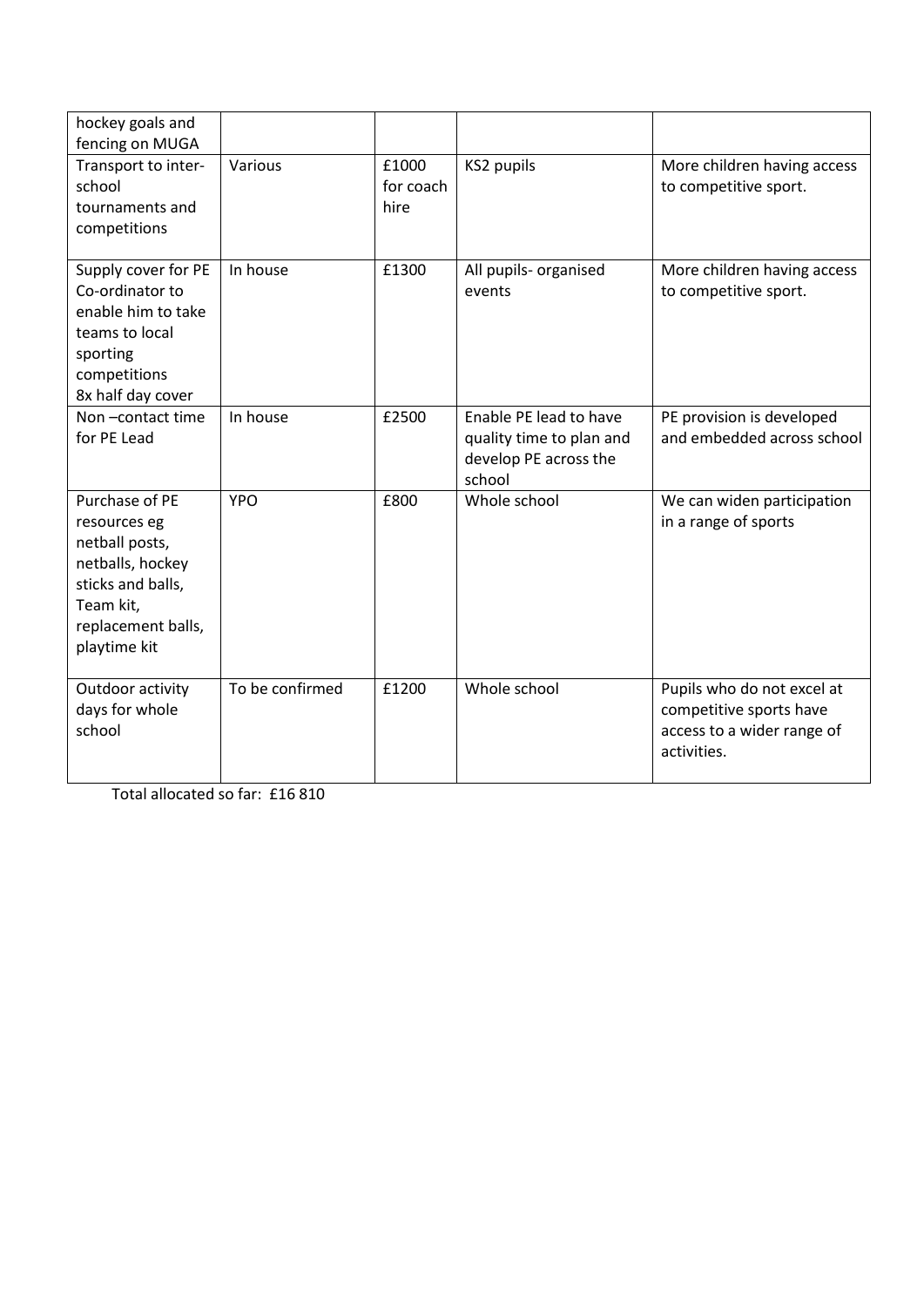| | | | | |
|---|---|---|---|---|
| hockey goals and fencing on MUGA | | | | |
| Transport to inter-school tournaments and competitions | Various | £1000 for coach hire | KS2 pupils | More children having access to competitive sport. |
| Supply cover for PE Co-ordinator to enable him to take teams to local sporting competitions 8x half day cover | In house | £1300 | All pupils- organised events | More children having access to competitive sport. |
| Non –contact time for PE Lead | In house | £2500 | Enable PE lead to have quality time to plan and develop PE across the school | PE provision is developed and embedded across school |
| Purchase of PE resources eg netball posts, netballs, hockey sticks and balls, Team kit, replacement balls, playtime kit | YPO | £800 | Whole school | We can widen participation in a range of sports |
| Outdoor activity days for whole school | To be confirmed | £1200 | Whole school | Pupils who do not excel at competitive sports have access to a wider range of activities. |

Total allocated so far: £16 810